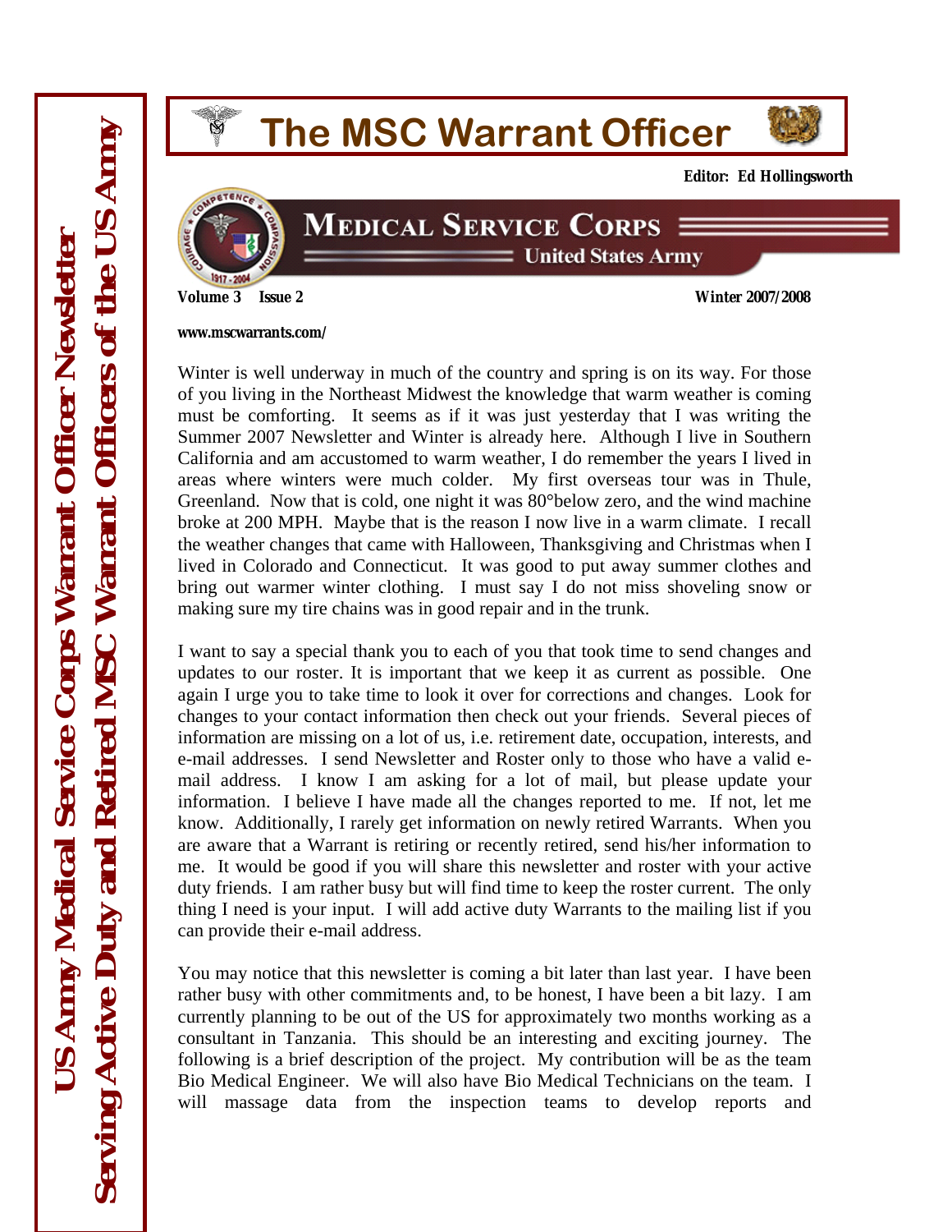# The MSC Warrant Officer

**Editor: Ed Hollingsworth**

**MEDICAL SERVICE CORPS**
**United States Army**

**Volume 3 Issue 2** **Winter 2007/2008**

**www.mscwarrants.com/**

US Army Medical Service Corps Warrant Officer Newsletter
Serving Active Duty and Retired MSC Warrant Officers of the US Army

Winter is well underway in much of the country and spring is on its way. For those of you living in the Northeast Midwest the knowledge that warm weather is coming must be comforting. It seems as if it was just yesterday that I was writing the Summer 2007 Newsletter and Winter is already here. Although I live in Southern California and am accustomed to warm weather, I do remember the years I lived in areas where winters were much colder. My first overseas tour was in Thule, Greenland. Now that is cold, one night it was 80°below zero, and the wind machine broke at 200 MPH. Maybe that is the reason I now live in a warm climate. I recall the weather changes that came with Halloween, Thanksgiving and Christmas when I lived in Colorado and Connecticut. It was good to put away summer clothes and bring out warmer winter clothing. I must say I do not miss shoveling snow or making sure my tire chains was in good repair and in the trunk.

I want to say a special thank you to each of you that took time to send changes and updates to our roster. It is important that we keep it as current as possible. One again I urge you to take time to look it over for corrections and changes. Look for changes to your contact information then check out your friends. Several pieces of information are missing on a lot of us, i.e. retirement date, occupation, interests, and e-mail addresses. I send Newsletter and Roster only to those who have a valid e-mail address. I know I am asking for a lot of mail, but please update your information. I believe I have made all the changes reported to me. If not, let me know. Additionally, I rarely get information on newly retired Warrants. When you are aware that a Warrant is retiring or recently retired, send his/her information to me. It would be good if you will share this newsletter and roster with your active duty friends. I am rather busy but will find time to keep the roster current. The only thing I need is your input. I will add active duty Warrants to the mailing list if you can provide their e-mail address.

You may notice that this newsletter is coming a bit later than last year. I have been rather busy with other commitments and, to be honest, I have been a bit lazy. I am currently planning to be out of the US for approximately two months working as a consultant in Tanzania. This should be an interesting and exciting journey. The following is a brief description of the project. My contribution will be as the team Bio Medical Engineer. We will also have Bio Medical Technicians on the team. I will massage data from the inspection teams to develop reports and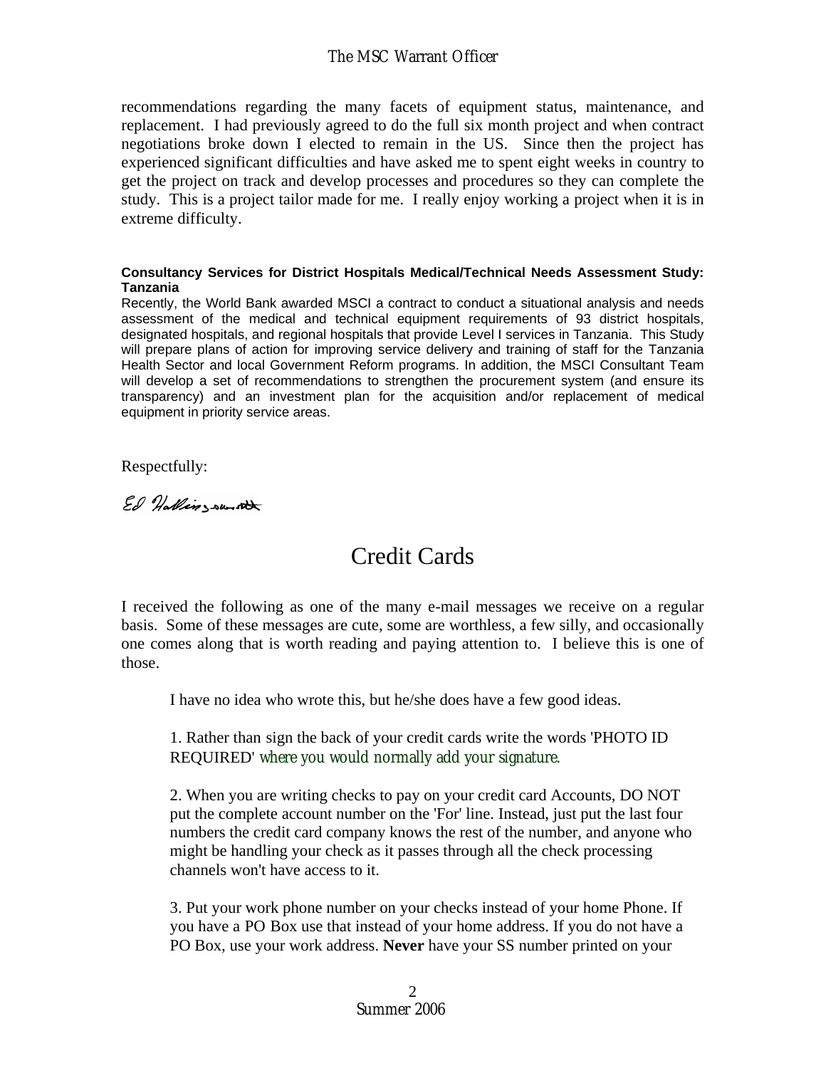recommendations regarding the many facets of equipment status, maintenance, and replacement. I had previously agreed to do the full six month project and when contract negotiations broke down I elected to remain in the US. Since then the project has experienced significant difficulties and have asked me to spent eight weeks in country to get the project on track and develop processes and procedures so they can complete the study. This is a project tailor made for me. I really enjoy working a project when it is in extreme difficulty.

**Consultancy Services for District Hospitals Medical/Technical Needs Assessment Study: Tanzania**

Recently, the World Bank awarded MSCI a contract to conduct a situational analysis and needs assessment of the medical and technical equipment requirements of 93 district hospitals, designated hospitals, and regional hospitals that provide Level I services in Tanzania. This Study will prepare plans of action for improving service delivery and training of staff for the Tanzania Health Sector and local Government Reform programs. In addition, the MSCI Consultant Team will develop a set of recommendations to strengthen the procurement system (and ensure its transparency) and an investment plan for the acquisition and/or replacement of medical equipment in priority service areas.

Respectfully:

Ed Hollingsworth

# Credit Cards

I received the following as one of the many e-mail messages we receive on a regular basis. Some of these messages are cute, some are worthless, a few silly, and occasionally one comes along that is worth reading and paying attention to. I believe this is one of those.

> I have no idea who wrote this, but he/she does have a few good ideas.
>
> 1. Rather than sign the back of your credit cards write the words 'PHOTO ID REQUIRED' *where you would normally add your signature.*
>
> 2. When you are writing checks to pay on your credit card Accounts, DO NOT put the complete account number on the 'For' line. Instead, just put the last four numbers the credit card company knows the rest of the number, and anyone who might be handling your check as it passes through all the check processing channels won't have access to it.
>
> 3. Put your work phone number on your checks instead of your home Phone. If you have a PO Box use that instead of your home address. If you do not have a PO Box, use your work address. **Never** have your SS number printed on your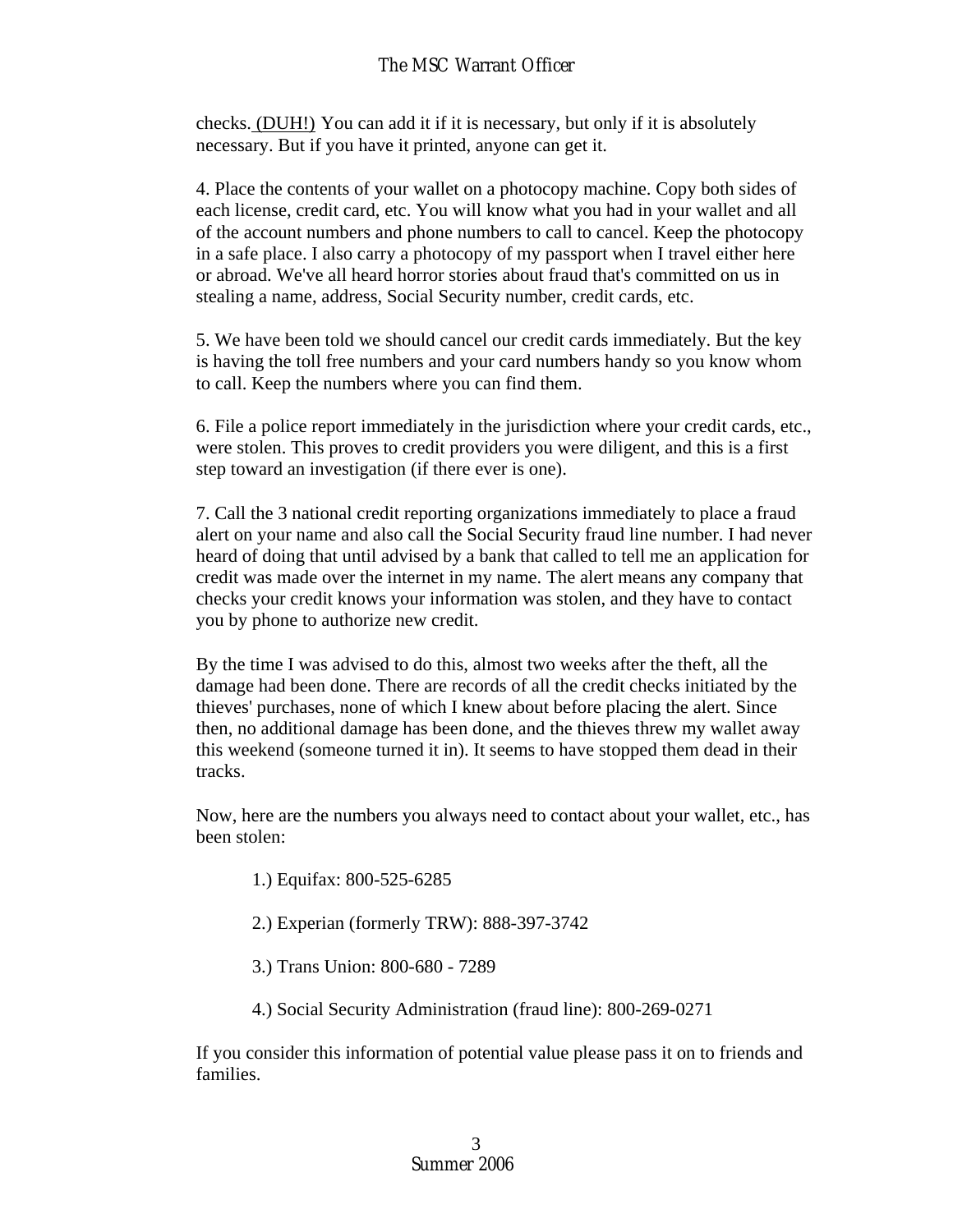checks. (DUH!) You can add it if it is necessary, but only if it is absolutely necessary. But if you have it printed, anyone can get it.

4. Place the contents of your wallet on a photocopy machine. Copy both sides of each license, credit card, etc. You will know what you had in your wallet and all of the account numbers and phone numbers to call to cancel. Keep the photocopy in a safe place. I also carry a photocopy of my passport when I travel either here or abroad. We've all heard horror stories about fraud that's committed on us in stealing a name, address, Social Security number, credit cards, etc.

5. We have been told we should cancel our credit cards immediately. But the key is having the toll free numbers and your card numbers handy so you know whom to call. Keep the numbers where you can find them.

6. File a police report immediately in the jurisdiction where your credit cards, etc., were stolen. This proves to credit providers you were diligent, and this is a first step toward an investigation (if there ever is one).

7. Call the 3 national credit reporting organizations immediately to place a fraud alert on your name and also call the Social Security fraud line number. I had never heard of doing that until advised by a bank that called to tell me an application for credit was made over the internet in my name. The alert means any company that checks your credit knows your information was stolen, and they have to contact you by phone to authorize new credit.

By the time I was advised to do this, almost two weeks after the theft, all the damage had been done. There are records of all the credit checks initiated by the thieves' purchases, none of which I knew about before placing the alert. Since then, no additional damage has been done, and the thieves threw my wallet away this weekend (someone turned it in). It seems to have stopped them dead in their tracks.

Now, here are the numbers you always need to contact about your wallet, etc., has been stolen:

1.) Equifax: 800-525-6285

2.) Experian (formerly TRW): 888-397-3742

3.) Trans Union: 800-680 - 7289

4.) Social Security Administration (fraud line): 800-269-0271

If you consider this information of potential value please pass it on to friends and families.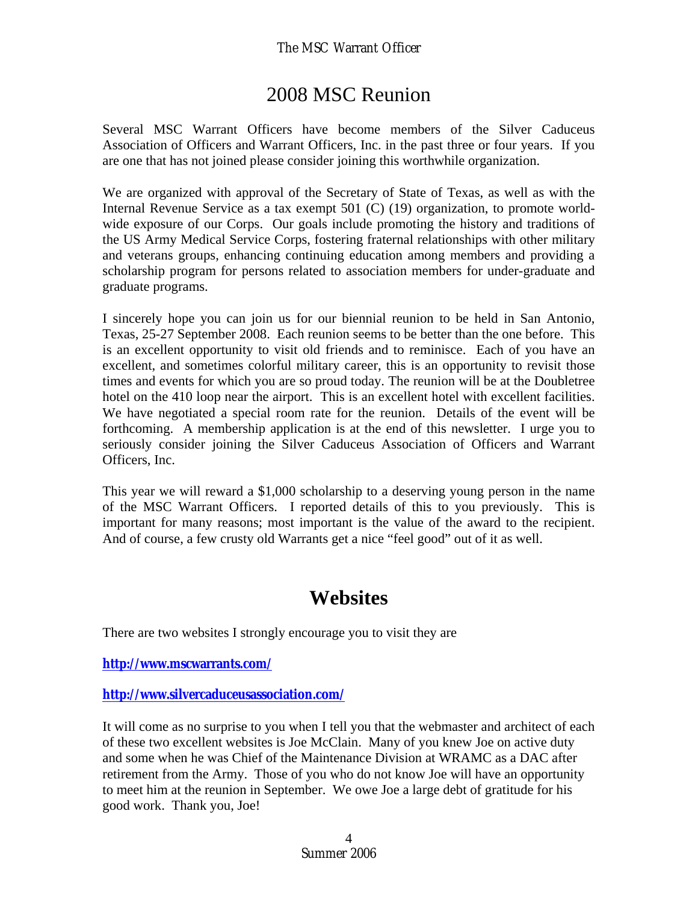# 2008 MSC Reunion

Several MSC Warrant Officers have become members of the Silver Caduceus Association of Officers and Warrant Officers, Inc. in the past three or four years. If you are one that has not joined please consider joining this worthwhile organization.

We are organized with approval of the Secretary of State of Texas, as well as with the Internal Revenue Service as a tax exempt 501 (C) (19) organization, to promote world-wide exposure of our Corps. Our goals include promoting the history and traditions of the US Army Medical Service Corps, fostering fraternal relationships with other military and veterans groups, enhancing continuing education among members and providing a scholarship program for persons related to association members for under-graduate and graduate programs.

I sincerely hope you can join us for our biennial reunion to be held in San Antonio, Texas, 25-27 September 2008. Each reunion seems to be better than the one before. This is an excellent opportunity to visit old friends and to reminisce. Each of you have an excellent, and sometimes colorful military career, this is an opportunity to revisit those times and events for which you are so proud today. The reunion will be at the Doubletree hotel on the 410 loop near the airport. This is an excellent hotel with excellent facilities. We have negotiated a special room rate for the reunion. Details of the event will be forthcoming. A membership application is at the end of this newsletter. I urge you to seriously consider joining the Silver Caduceus Association of Officers and Warrant Officers, Inc.

This year we will reward a $1,000 scholarship to a deserving young person in the name of the MSC Warrant Officers. I reported details of this to you previously. This is important for many reasons; most important is the value of the award to the recipient. And of course, a few crusty old Warrants get a nice "feel good" out of it as well.

# Websites

There are two websites I strongly encourage you to visit they are

**http://www.mscwarrants.com/**

**http://www.silvercaduceusassociation.com/**

It will come as no surprise to you when I tell you that the webmaster and architect of each of these two excellent websites is Joe McClain. Many of you knew Joe on active duty and some when he was Chief of the Maintenance Division at WRAMC as a DAC after retirement from the Army. Those of you who do not know Joe will have an opportunity to meet him at the reunion in September. We owe Joe a large debt of gratitude for his good work. Thank you, Joe!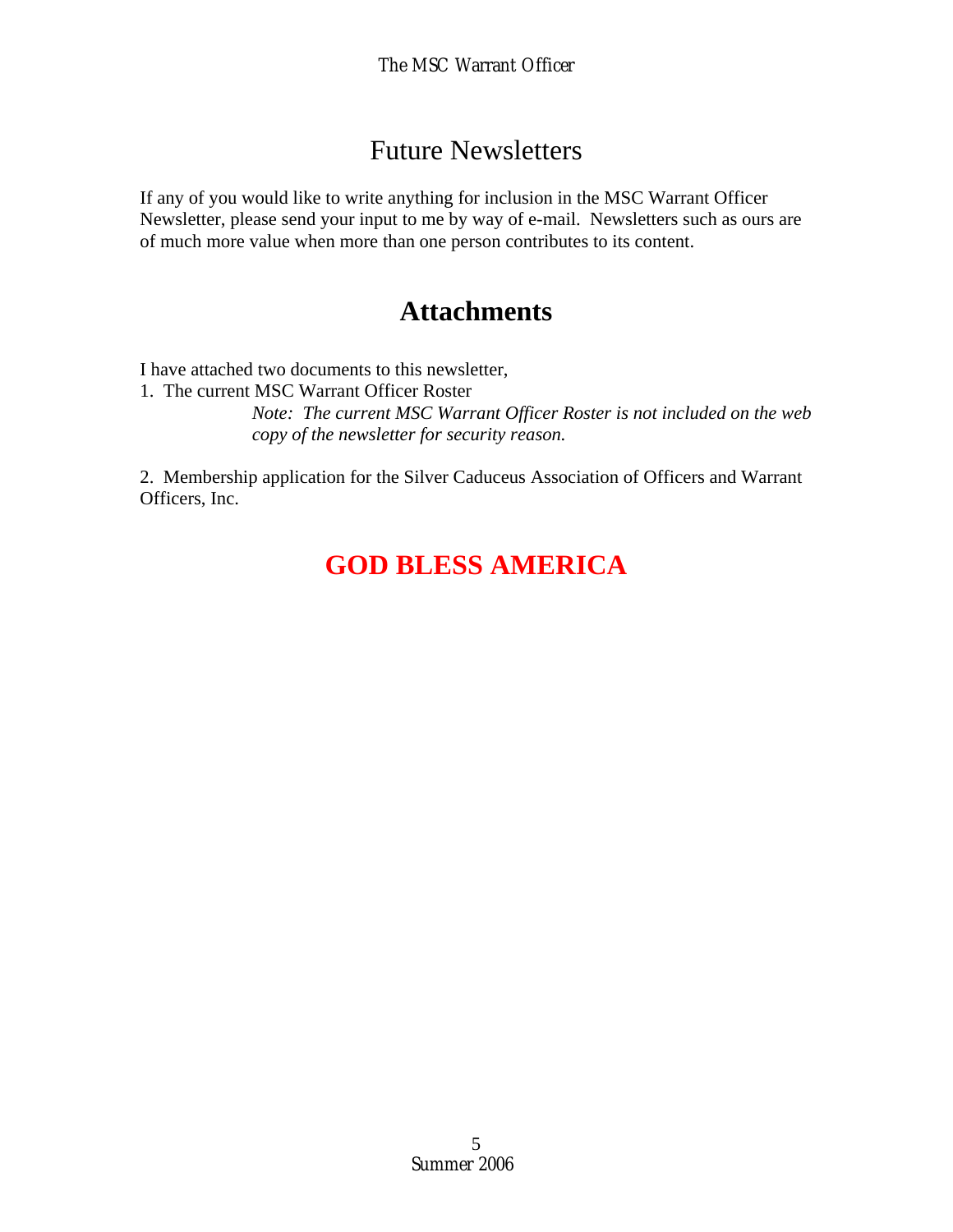## Future Newsletters

If any of you would like to write anything for inclusion in the MSC Warrant Officer Newsletter, please send your input to me by way of e-mail. Newsletters such as ours are of much more value when more than one person contributes to its content.

## **Attachments**

I have attached two documents to this newsletter,

1. The current MSC Warrant Officer Roster

   *Note: The current MSC Warrant Officer Roster is not included on the web copy of the newsletter for security reason.*

2. Membership application for the Silver Caduceus Association of Officers and Warrant Officers, Inc.

## **GOD BLESS AMERICA**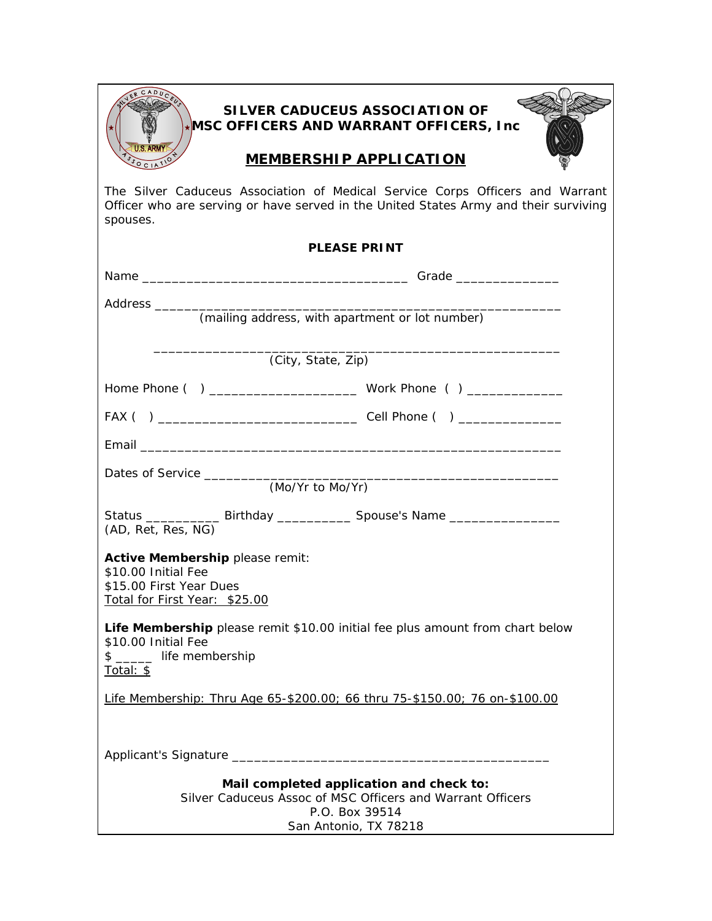# SILVER CADUCEUS ASSOCIATION OF MSC OFFICERS AND WARRANT OFFICERS, Inc

## MEMBERSHIP APPLICATION

The Silver Caduceus Association of Medical Service Corps Officers and Warrant Officer who are serving or have served in the United States Army and their surviving spouses.

**PLEASE PRINT**

Name ___________________________________ Grade ______________

Address _______________________________________________________
(mailing address, with apartment or lot number)

_______________________________________________________
(City, State, Zip)

Home Phone ( ) ____________________ Work Phone ( ) _____________

FAX ( ) __________________________ Cell Phone ( ) ______________

Email _________________________________________________________

Dates of Service _________________________________________________
(Mo/Yr to Mo/Yr)

Status __________ Birthday __________ Spouse's Name _______________
(AD, Ret, Res, NG)

**Active Membership** please remit:
$10.00 Initial Fee
$15.00 First Year Dues
Total for First Year: $25.00

**Life Membership** please remit $10.00 initial fee plus amount from chart below
$10.00 Initial Fee
$ _____ life membership
Total: $

Life Membership: Thru Age 65-$200.00; 66 thru 75-$150.00; 76 on-$100.00

Applicant's Signature ___________________________________________

**Mail completed application and check to:**
Silver Caduceus Assoc of MSC Officers and Warrant Officers
P.O. Box 39514
San Antonio, TX 78218